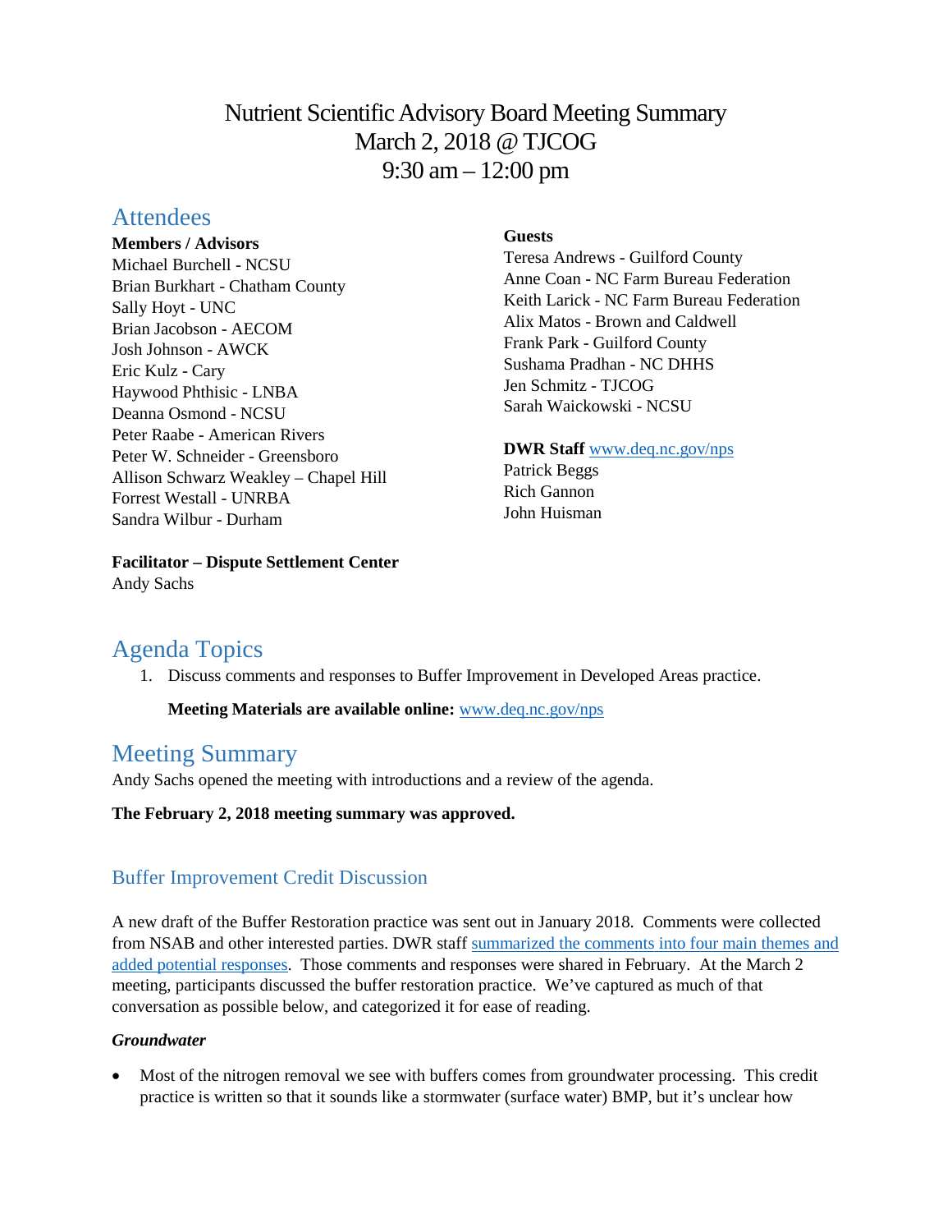# Nutrient Scientific Advisory Board Meeting Summary
March 2, 2018 @ TJCOG
9:30 am – 12:00 pm

## Attendees

**Members / Advisors**
Michael Burchell - NCSU
Brian Burkhart - Chatham County
Sally Hoyt - UNC
Brian Jacobson - AECOM
Josh Johnson - AWCK
Eric Kulz - Cary
Haywood Phthisic - LNBA
Deanna Osmond - NCSU
Peter Raabe - American Rivers
Peter W. Schneider - Greensboro
Allison Schwarz Weakley – Chapel Hill
Forrest Westall - UNRBA
Sandra Wilbur - Durham

**Facilitator – Dispute Settlement Center**
Andy Sachs

**Guests**
Teresa Andrews - Guilford County
Anne Coan - NC Farm Bureau Federation
Keith Larick - NC Farm Bureau Federation
Alix Matos - Brown and Caldwell
Frank Park - Guilford County
Sushama Pradhan - NC DHHS
Jen Schmitz - TJCOG
Sarah Waickowski - NCSU

**DWR Staff** [www.deq.nc.gov/nps](www.deq.nc.gov/nps)
Patrick Beggs
Rich Gannon
John Huisman

## Agenda Topics

1. Discuss comments and responses to Buffer Improvement in Developed Areas practice.

   **Meeting Materials are available online:** [www.deq.nc.gov/nps](www.deq.nc.gov/nps)

## Meeting Summary

Andy Sachs opened the meeting with introductions and a review of the agenda.

**The February 2, 2018 meeting summary was approved.**

### Buffer Improvement Credit Discussion

A new draft of the Buffer Restoration practice was sent out in January 2018. Comments were collected from NSAB and other interested parties. DWR staff summarized the comments into four main themes and added potential responses. Those comments and responses were shared in February. At the March 2 meeting, participants discussed the buffer restoration practice. We've captured as much of that conversation as possible below, and categorized it for ease of reading.

***Groundwater***

- Most of the nitrogen removal we see with buffers comes from groundwater processing. This credit practice is written so that it sounds like a stormwater (surface water) BMP, but it's unclear how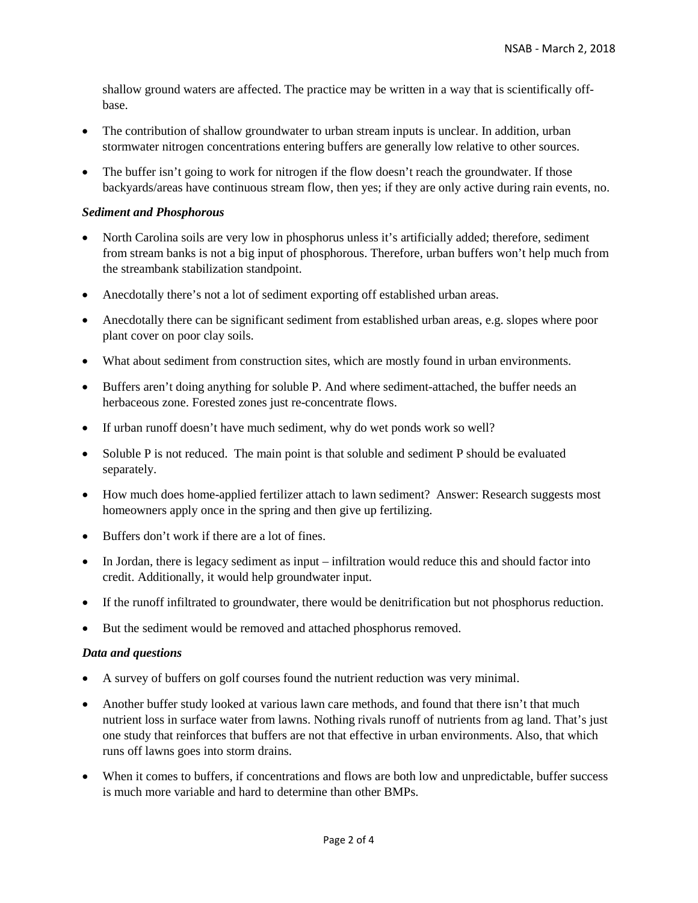shallow ground waters are affected. The practice may be written in a way that is scientifically off-base.

- The contribution of shallow groundwater to urban stream inputs is unclear. In addition, urban stormwater nitrogen concentrations entering buffers are generally low relative to other sources.
- The buffer isn't going to work for nitrogen if the flow doesn't reach the groundwater. If those backyards/areas have continuous stream flow, then yes; if they are only active during rain events, no.

***Sediment and Phosphorous***

- North Carolina soils are very low in phosphorus unless it's artificially added; therefore, sediment from stream banks is not a big input of phosphorous. Therefore, urban buffers won't help much from the streambank stabilization standpoint.
- Anecdotally there's not a lot of sediment exporting off established urban areas.
- Anecdotally there can be significant sediment from established urban areas, e.g. slopes where poor plant cover on poor clay soils.
- What about sediment from construction sites, which are mostly found in urban environments.
- Buffers aren't doing anything for soluble P. And where sediment-attached, the buffer needs an herbaceous zone. Forested zones just re-concentrate flows.
- If urban runoff doesn't have much sediment, why do wet ponds work so well?
- Soluble P is not reduced. The main point is that soluble and sediment P should be evaluated separately.
- How much does home-applied fertilizer attach to lawn sediment? Answer: Research suggests most homeowners apply once in the spring and then give up fertilizing.
- Buffers don't work if there are a lot of fines.
- In Jordan, there is legacy sediment as input – infiltration would reduce this and should factor into credit. Additionally, it would help groundwater input.
- If the runoff infiltrated to groundwater, there would be denitrification but not phosphorus reduction.
- But the sediment would be removed and attached phosphorus removed.

***Data and questions***

- A survey of buffers on golf courses found the nutrient reduction was very minimal.
- Another buffer study looked at various lawn care methods, and found that there isn't that much nutrient loss in surface water from lawns. Nothing rivals runoff of nutrients from ag land. That's just one study that reinforces that buffers are not that effective in urban environments. Also, that which runs off lawns goes into storm drains.
- When it comes to buffers, if concentrations and flows are both low and unpredictable, buffer success is much more variable and hard to determine than other BMPs.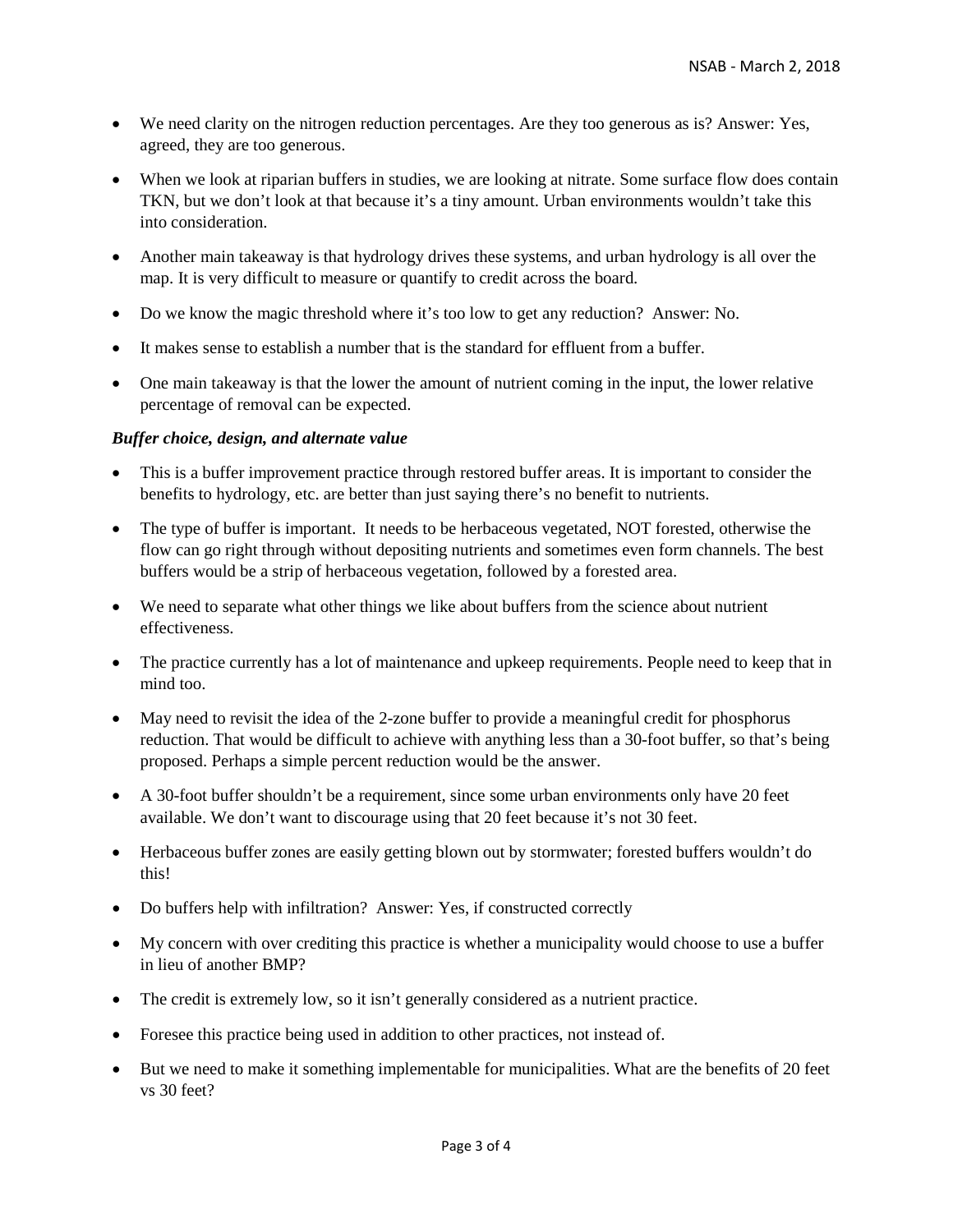- We need clarity on the nitrogen reduction percentages. Are they too generous as is? Answer: Yes, agreed, they are too generous.
- When we look at riparian buffers in studies, we are looking at nitrate. Some surface flow does contain TKN, but we don't look at that because it's a tiny amount. Urban environments wouldn't take this into consideration.
- Another main takeaway is that hydrology drives these systems, and urban hydrology is all over the map. It is very difficult to measure or quantify to credit across the board.
- Do we know the magic threshold where it's too low to get any reduction? Answer: No.
- It makes sense to establish a number that is the standard for effluent from a buffer.
- One main takeaway is that the lower the amount of nutrient coming in the input, the lower relative percentage of removal can be expected.

***Buffer choice, design, and alternate value***

- This is a buffer improvement practice through restored buffer areas. It is important to consider the benefits to hydrology, etc. are better than just saying there's no benefit to nutrients.
- The type of buffer is important. It needs to be herbaceous vegetated, NOT forested, otherwise the flow can go right through without depositing nutrients and sometimes even form channels. The best buffers would be a strip of herbaceous vegetation, followed by a forested area.
- We need to separate what other things we like about buffers from the science about nutrient effectiveness.
- The practice currently has a lot of maintenance and upkeep requirements. People need to keep that in mind too.
- May need to revisit the idea of the 2-zone buffer to provide a meaningful credit for phosphorus reduction. That would be difficult to achieve with anything less than a 30-foot buffer, so that's being proposed. Perhaps a simple percent reduction would be the answer.
- A 30-foot buffer shouldn't be a requirement, since some urban environments only have 20 feet available. We don't want to discourage using that 20 feet because it's not 30 feet.
- Herbaceous buffer zones are easily getting blown out by stormwater; forested buffers wouldn't do this!
- Do buffers help with infiltration? Answer: Yes, if constructed correctly
- My concern with over crediting this practice is whether a municipality would choose to use a buffer in lieu of another BMP?
- The credit is extremely low, so it isn't generally considered as a nutrient practice.
- Foresee this practice being used in addition to other practices, not instead of.
- But we need to make it something implementable for municipalities. What are the benefits of 20 feet vs 30 feet?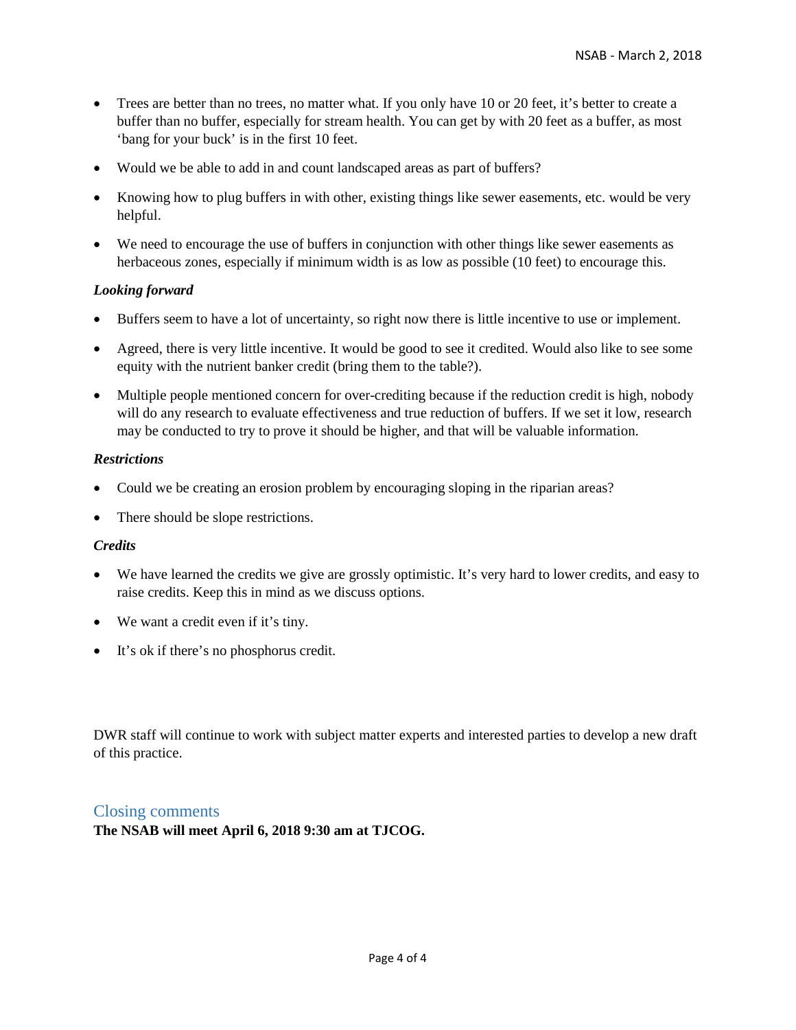- Trees are better than no trees, no matter what. If you only have 10 or 20 feet, it's better to create a buffer than no buffer, especially for stream health. You can get by with 20 feet as a buffer, as most 'bang for your buck' is in the first 10 feet.
- Would we be able to add in and count landscaped areas as part of buffers?
- Knowing how to plug buffers in with other, existing things like sewer easements, etc. would be very helpful.
- We need to encourage the use of buffers in conjunction with other things like sewer easements as herbaceous zones, especially if minimum width is as low as possible (10 feet) to encourage this.

***Looking forward***

- Buffers seem to have a lot of uncertainty, so right now there is little incentive to use or implement.
- Agreed, there is very little incentive. It would be good to see it credited. Would also like to see some equity with the nutrient banker credit (bring them to the table?).
- Multiple people mentioned concern for over-crediting because if the reduction credit is high, nobody will do any research to evaluate effectiveness and true reduction of buffers. If we set it low, research may be conducted to try to prove it should be higher, and that will be valuable information.

***Restrictions***

- Could we be creating an erosion problem by encouraging sloping in the riparian areas?
- There should be slope restrictions.

***Credits***

- We have learned the credits we give are grossly optimistic. It's very hard to lower credits, and easy to raise credits. Keep this in mind as we discuss options.
- We want a credit even if it's tiny.
- It's ok if there's no phosphorus credit.

DWR staff will continue to work with subject matter experts and interested parties to develop a new draft of this practice.

## Closing comments

**The NSAB will meet April 6, 2018 9:30 am at TJCOG.**